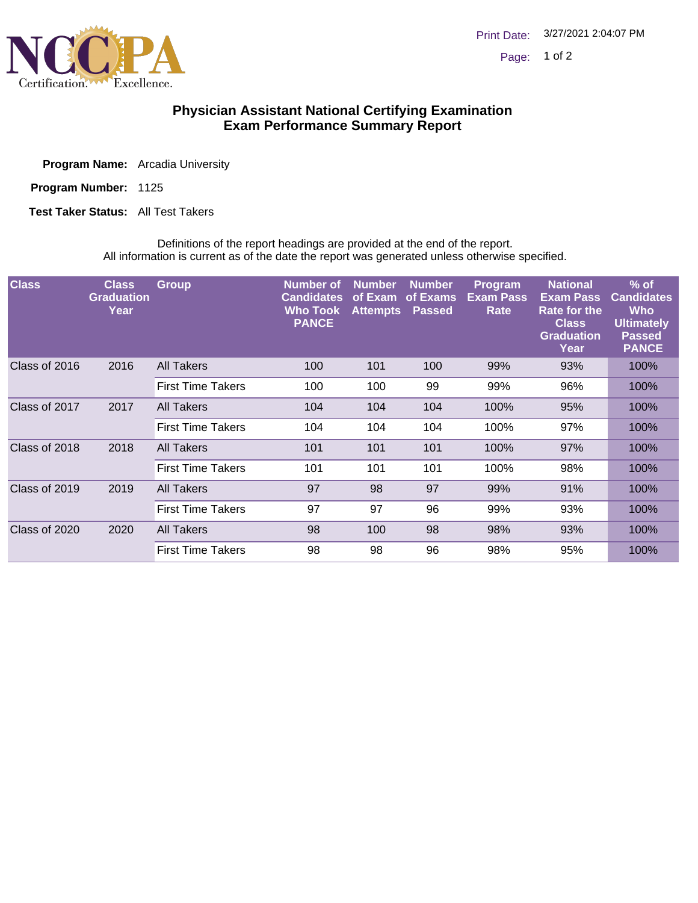# Physician Assistant National Certifying Examination
## Exam Performance Summary Report

**Program Name:** Arcadia University

**Program Number:** 1125

**Test Taker Status:** All Test Takers

Definitions of the report headings are provided at the end of the report.
All information is current as of the date the report was generated unless otherwise specified.

| Class | Class Graduation Year | Group | Number of Candidates Who Took PANCE | Number of Exam Attempts | Number of Exams Passed | Program Exam Pass Rate | National Exam Pass Rate for the Class Graduation Year | % of Candidates Who Ultimately Passed PANCE |
|---|---|---|---|---|---|---|---|---|
| Class of 2016 | 2016 | All Takers | 100 | 101 | 100 | 99% | 93% | 100% |
| | | First Time Takers | 100 | 100 | 99 | 99% | 96% | 100% |
| Class of 2017 | 2017 | All Takers | 104 | 104 | 104 | 100% | 95% | 100% |
| | | First Time Takers | 104 | 104 | 104 | 100% | 97% | 100% |
| Class of 2018 | 2018 | All Takers | 101 | 101 | 101 | 100% | 97% | 100% |
| | | First Time Takers | 101 | 101 | 101 | 100% | 98% | 100% |
| Class of 2019 | 2019 | All Takers | 97 | 98 | 97 | 99% | 91% | 100% |
| | | First Time Takers | 97 | 97 | 96 | 99% | 93% | 100% |
| Class of 2020 | 2020 | All Takers | 98 | 100 | 98 | 98% | 93% | 100% |
| | | First Time Takers | 98 | 98 | 96 | 98% | 95% | 100% |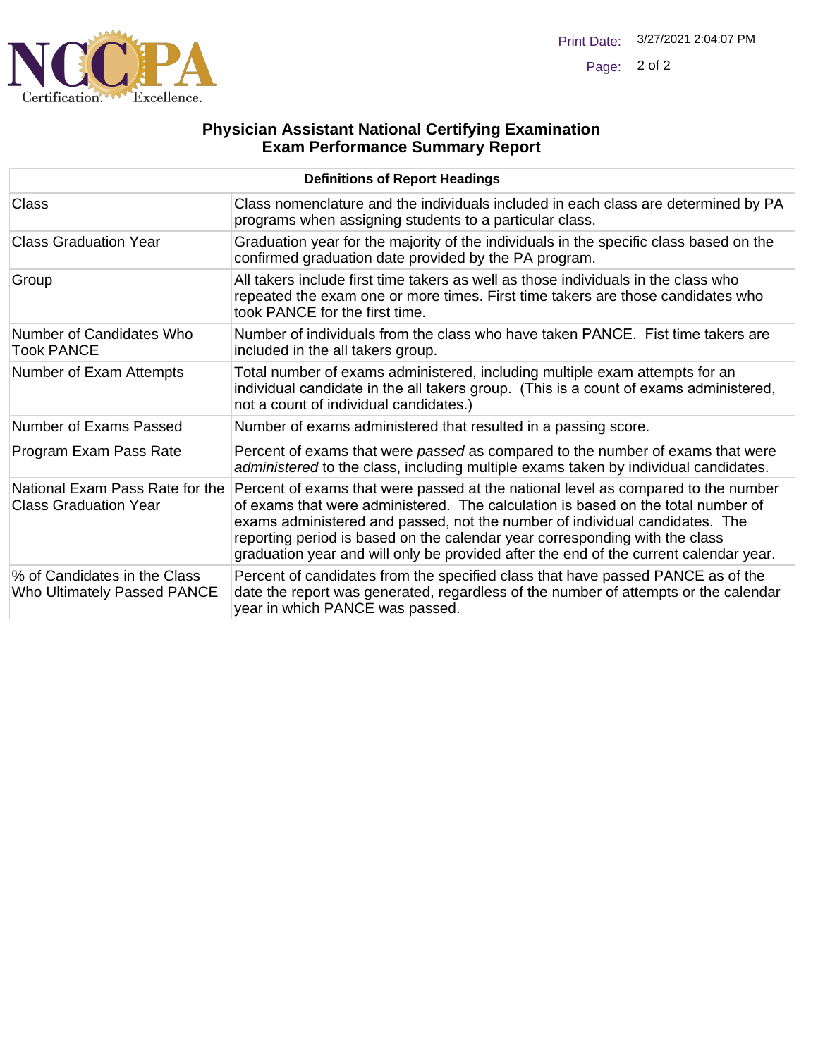# Physician Assistant National Certifying Examination
## Exam Performance Summary Report

| Definitions of Report Headings | |
|---|---|
| Class | Class nomenclature and the individuals included in each class are determined by PA programs when assigning students to a particular class. |
| Class Graduation Year | Graduation year for the majority of the individuals in the specific class based on the confirmed graduation date provided by the PA program. |
| Group | All takers include first time takers as well as those individuals in the class who repeated the exam one or more times. First time takers are those candidates who took PANCE for the first time. |
| Number of Candidates Who Took PANCE | Number of individuals from the class who have taken PANCE. Fist time takers are included in the all takers group. |
| Number of Exam Attempts | Total number of exams administered, including multiple exam attempts for an individual candidate in the all takers group. (This is a count of exams administered, not a count of individual candidates.) |
| Number of Exams Passed | Number of exams administered that resulted in a passing score. |
| Program Exam Pass Rate | Percent of exams that were *passed* as compared to the number of exams that were *administered* to the class, including multiple exams taken by individual candidates. |
| National Exam Pass Rate for the Class Graduation Year | Percent of exams that were passed at the national level as compared to the number of exams that were administered. The calculation is based on the total number of exams administered and passed, not the number of individual candidates. The reporting period is based on the calendar year corresponding with the class graduation year and will only be provided after the end of the current calendar year. |
| % of Candidates in the Class Who Ultimately Passed PANCE | Percent of candidates from the specified class that have passed PANCE as of the date the report was generated, regardless of the number of attempts or the calendar year in which PANCE was passed. |